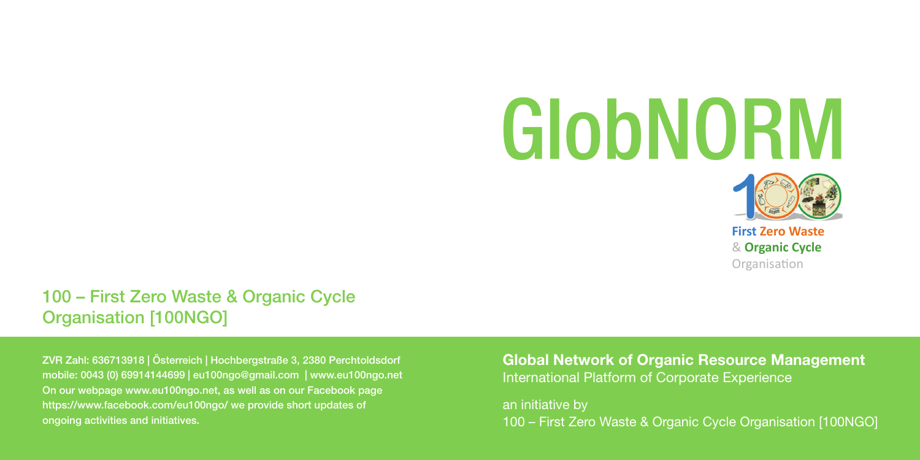# GlobNORM

**First Zero Waste**
& **Organic Cycle**
Organisation

## 100 – First Zero Waste & Organic Cycle Organisation [100NGO]

ZVR Zahl: 636713918 | Österreich | Hochbergstraße 3, 2380 Perchtoldsdorf
mobile: 0043 (0) 69914144699 | eu100ngo@gmail.com | www.eu100ngo.net
On our webpage www.eu100ngo.net, as well as on our Facebook page https://www.facebook.com/eu100ngo/ we provide short updates of ongoing activities and initiatives.

**Global Network of Organic Resource Management**
International Platform of Corporate Experience

an initiative by
100 – First Zero Waste & Organic Cycle Organisation [100NGO]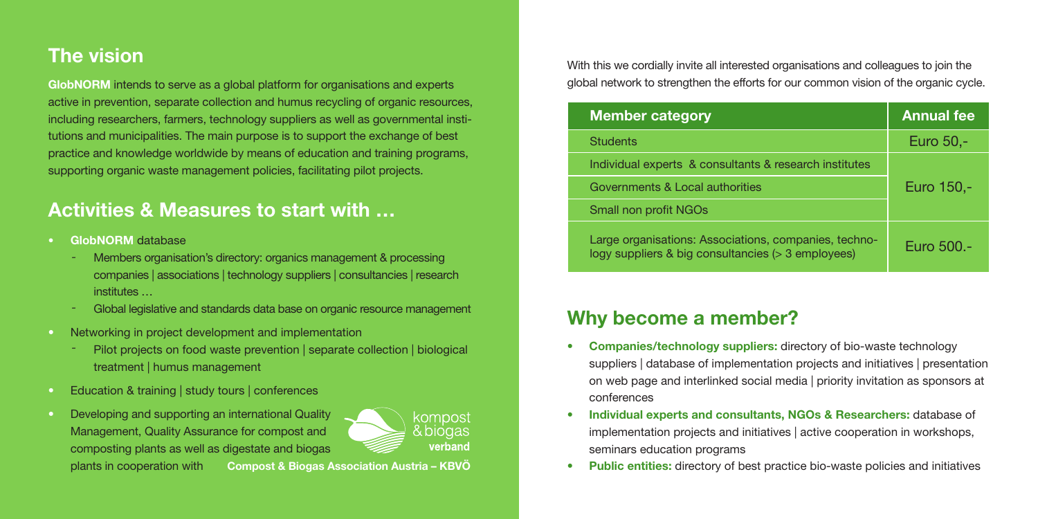## The vision

**GlobNORM** intends to serve as a global platform for organisations and experts active in prevention, separate collection and humus recycling of organic resources, including researchers, farmers, technology suppliers as well as governmental institutions and municipalities. The main purpose is to support the exchange of best practice and knowledge worldwide by means of education and training programs, supporting organic waste management policies, facilitating pilot projects.

## Activities & Measures to start with …

- **GlobNORM** database
  - Members organisation's directory: organics management & processing companies | associations | technology suppliers | consultancies | research institutes …
  - Global legislative and standards data base on organic resource management
- Networking in project development and implementation
  - Pilot projects on food waste prevention | separate collection | biological treatment | humus management
- Education & training | study tours | conferences
- Developing and supporting an international Quality Management, Quality Assurance for compost and composting plants as well as digestate and biogas plants in cooperation with **Compost & Biogas Association Austria – KBVÖ**

kompost & biogas verband

With this we cordially invite all interested organisations and colleagues to join the global network to strengthen the efforts for our common vision of the organic cycle.

| Member category | Annual fee |
|---|---|
| Students | Euro 50,- |
| Individual experts & consultants & research institutes | Euro 150,- |
| Governments & Local authorities | |
| Small non profit NGOs | |
| Large organisations: Associations, companies, technology suppliers & big consultancies (> 3 employees) | Euro 500.- |

## Why become a member?

- **Companies/technology suppliers:** directory of bio-waste technology suppliers | database of implementation projects and initiatives | presentation on web page and interlinked social media | priority invitation as sponsors at conferences
- **Individual experts and consultants, NGOs & Researchers:** database of implementation projects and initiatives | active cooperation in workshops, seminars education programs
- **Public entities:** directory of best practice bio-waste policies and initiatives